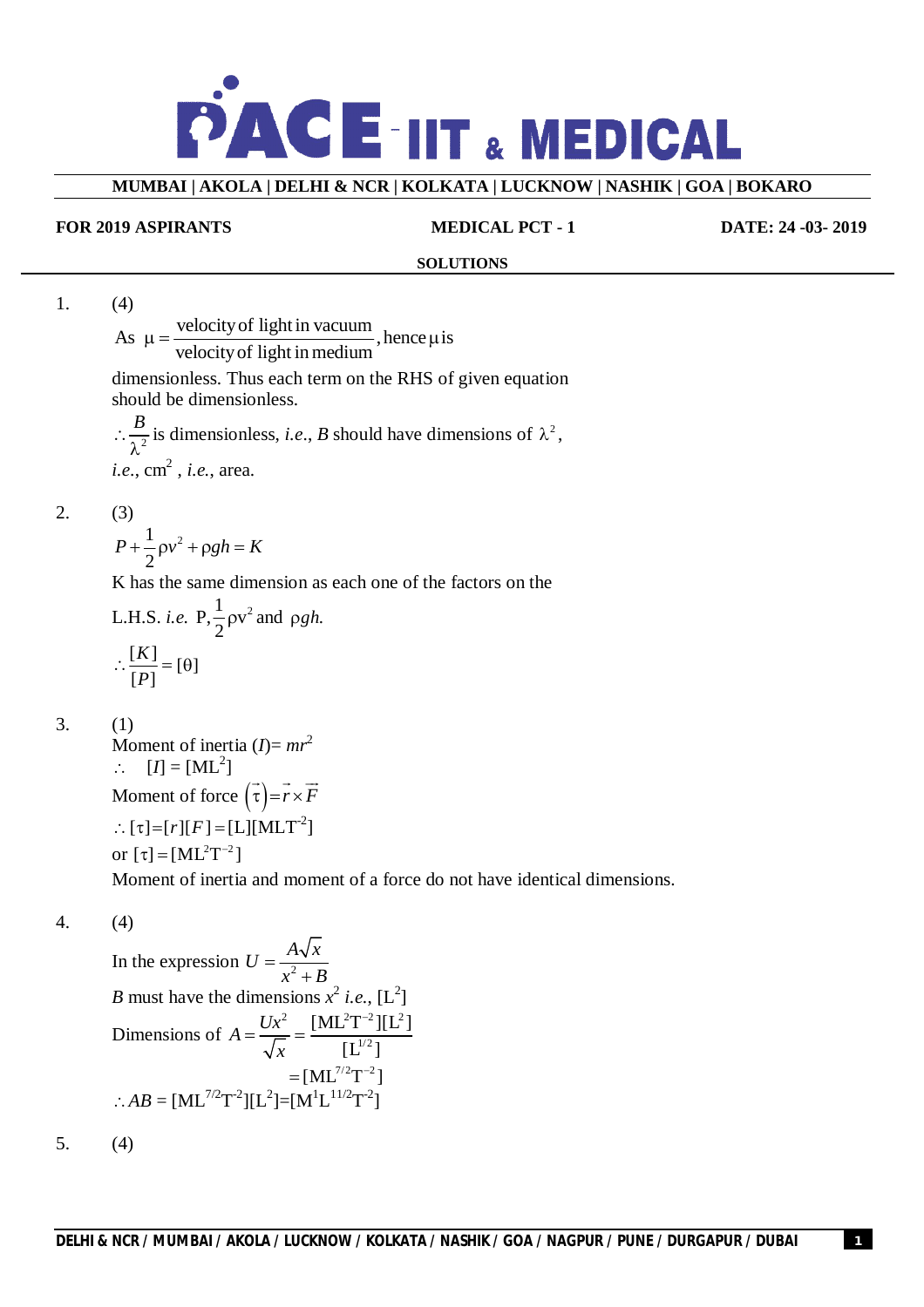# PACE IIT & MEDICAL

**MUMBAI | AKOLA | DELHI & NCR | KOLKATA | LUCKNOW | NASHIK | GOA | BOKARO**

**FOR 2019 ASPIRANTS** **MEDICAL PCT - 1** **DATE: 24 -03- 2019**

## SOLUTIONS

1. (4)

As $\mu = \dfrac{\text{velocity of light in vacuum}}{\text{velocity of light in medium}}$, hence $\mu$ is dimensionless. Thus each term on the RHS of given equation should be dimensionless.

$\therefore \dfrac{B}{\lambda^2}$ is dimensionless, *i.e.*, $B$ should have dimensions of $\lambda^2$, *i.e.*, $cm^2$ , *i.e.*, area.

2. (3)

$P + \dfrac{1}{2}\rho v^2 + \rho g h = K$

K has the same dimension as each one of the factors on the L.H.S. *i.e.* $P, \dfrac{1}{2}\rho v^2$ and $\rho g h$.

$\therefore \dfrac{[K]}{[P]} = [\theta]$

3. (1)

Moment of inertia $(I) = mr^2$

$\therefore \quad [I] = [ML^2]$

Moment of force $(\vec{\tau}) = \vec{r} \times \vec{F}$

$\therefore [\tau] = [r][F] = [L][MLT^{-2}]$

or $[\tau] = [ML^2T^{-2}]$

Moment of inertia and moment of a force do not have identical dimensions.

4. (4)

In the expression $U = \dfrac{A\sqrt{x}}{x^2 + B}$

$B$ must have the dimensions $x^2$ *i.e.*, $[L^2]$

Dimensions of $A = \dfrac{Ux^2}{\sqrt{x}} = \dfrac{[ML^2T^{-2}][L^2]}{[L^{1/2}]}$

$= [ML^{7/2}T^{-2}]$

$\therefore AB = [ML^{7/2}T^{-2}][L^2] = [M^1L^{11/2}T^{-2}]$

5. (4)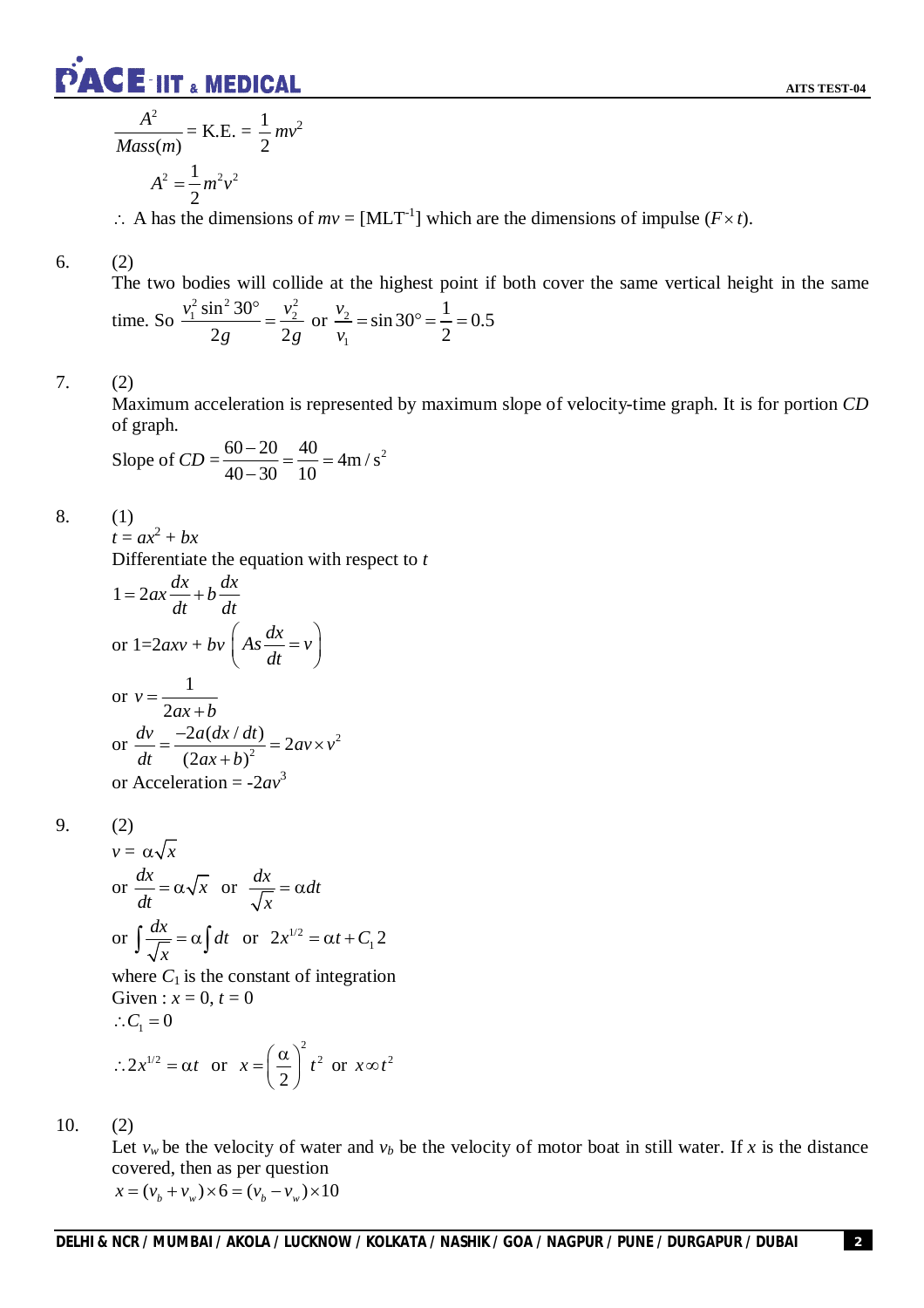$$\frac{A^2}{Mass(m)} = \text{K.E.} = \frac{1}{2}mv^2$$

$$A^2 = \frac{1}{2}m^2v^2$$

$\therefore$ A has the dimensions of $mv$ = [$MLT^{-1}$] which are the dimensions of impulse ($F \times t$).

6. (2)

The two bodies will collide at the highest point if both cover the same vertical height in the same time. So $\frac{v_1^2 \sin^2 30°}{2g} = \frac{v_2^2}{2g}$ or $\frac{v_2}{v_1} = \sin 30° = \frac{1}{2} = 0.5$

7. (2)

Maximum acceleration is represented by maximum slope of velocity-time graph. It is for portion $CD$ of graph.

Slope of $CD = \frac{60-20}{40-30} = \frac{40}{10} = 4\text{m}/\text{s}^2$

8. (1)

$t = ax^2 + bx$

Differentiate the equation with respect to $t$

$$1 = 2ax\frac{dx}{dt} + b\frac{dx}{dt}$$

or $1 = 2axv + bv$ $\left( As \frac{dx}{dt} = v \right)$

or $v = \frac{1}{2ax+b}$

or $\frac{dv}{dt} = \frac{-2a(dx/dt)}{(2ax+b)^2} = 2av \times v^2$

or Acceleration = $-2av^3$

9. (2)

$v = \alpha\sqrt{x}$

or $\frac{dx}{dt} = \alpha\sqrt{x}$ or $\frac{dx}{\sqrt{x}} = \alpha dt$

or $\int \frac{dx}{\sqrt{x}} = \alpha \int dt$ or $2x^{1/2} = \alpha t + C_1 2$

where $C_1$ is the constant of integration

Given : $x = 0$, $t = 0$

$\therefore C_1 = 0$

$\therefore 2x^{1/2} = \alpha t$ or $x = \left(\frac{\alpha}{2}\right)^2 t^2$ or $x \propto t^2$

10. (2)

Let $v_w$ be the velocity of water and $v_b$ be the velocity of motor boat in still water. If $x$ is the distance covered, then as per question

$x = (v_b + v_w) \times 6 = (v_b - v_w) \times 10$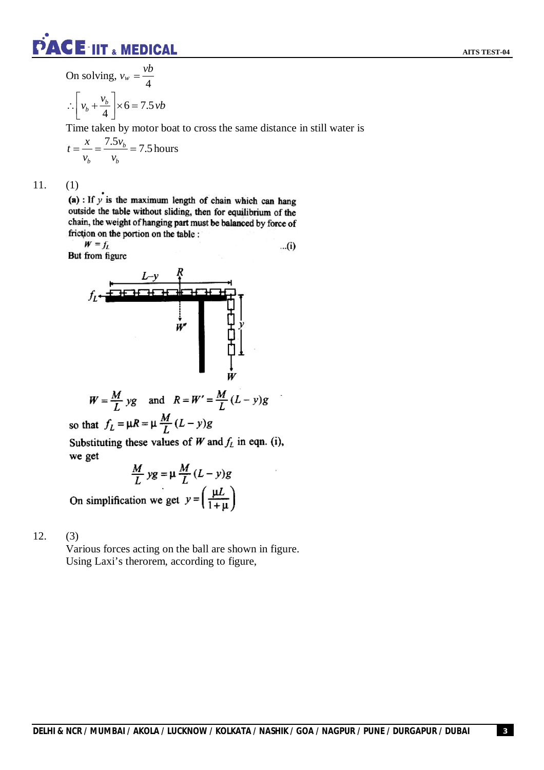On solving, $v_w = \dfrac{vb}{4}$

$$\therefore \left[v_b + \frac{v_b}{4}\right] \times 6 = 7.5\,vb$$

Time taken by motor boat to cross the same distance in still water is

$$t = \frac{x}{v_b} = \frac{7.5v_b}{v_b} = 7.5\,\text{hours}$$

11. (1)

**(a)** : If $y$ is the maximum length of chain which can hang outside the table without sliding, then for equilibrium of the chain, the weight of hanging part must be balanced by force of friction on the portion on the table :

$$W = f_L \qquad \text{...(i)}$$

But from figure

$$W = \frac{M}{L}yg \quad \text{and} \quad R = W' = \frac{M}{L}(L-y)g$$

so that $f_L = \mu R = \mu \dfrac{M}{L}(L-y)g$

Substituting these values of $W$ and $f_L$ in eqn. (i), we get

$$\frac{M}{L}yg = \mu \frac{M}{L}(L-y)g$$

On simplification we get $y = \left(\dfrac{\mu L}{1+\mu}\right)$

12. (3)

Various forces acting on the ball are shown in figure.
Using Laxi's therorem, according to figure,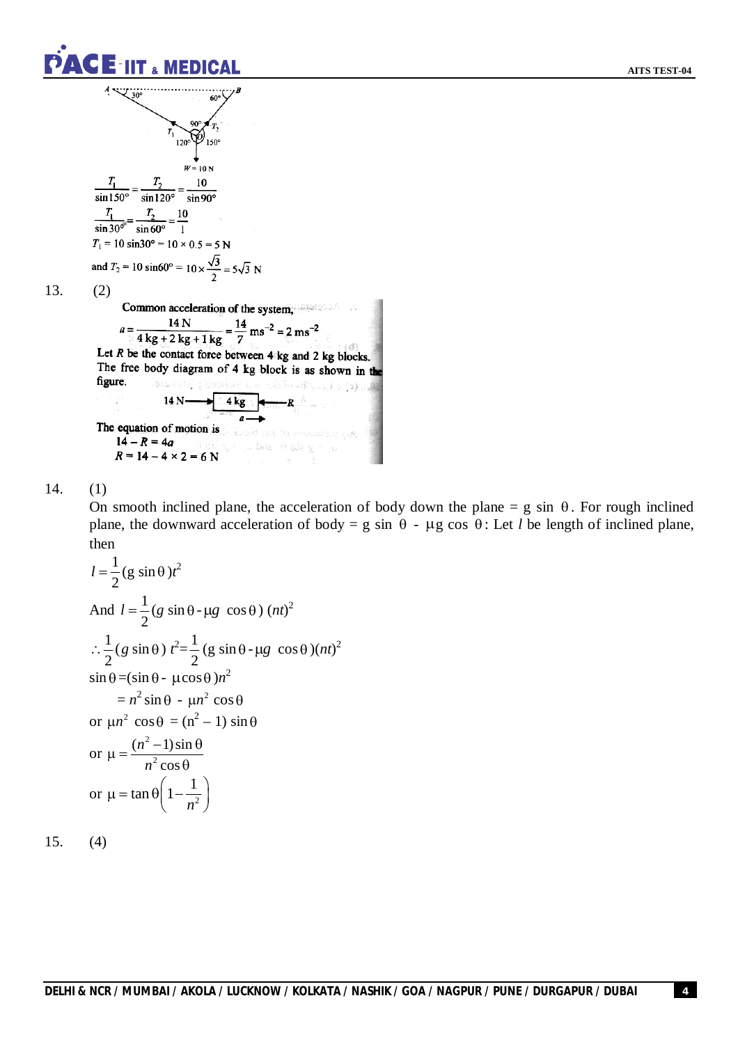$$\frac{T_1}{\sin 150°} = \frac{T_2}{\sin 120°} = \frac{10}{\sin 90°}$$

$$\frac{T_1}{\sin 30°} = \frac{T_2}{\sin 60°} = \frac{10}{1}$$

$T_1 = 10 \sin 30° = 10 \times 0.5 = 5$ N

and $T_2 = 10 \sin 60° = 10 \times \frac{\sqrt{3}}{2} = 5\sqrt{3}$ N

13. (2)

Common acceleration of the system,

$$a = \frac{14 \text{ N}}{4 \text{ kg} + 2 \text{ kg} + 1 \text{ kg}} = \frac{14}{7} \text{ ms}^{-2} = 2 \text{ ms}^{-2}$$

Let $R$ be the contact force between 4 kg and 2 kg blocks. The free body diagram of 4 kg block is as shown in the figure.

The equation of motion is

$14 - R = 4a$

$R = 14 - 4 \times 2 = 6$ N

14. (1)

On smooth inclined plane, the acceleration of body down the plane = g sin θ. For rough inclined plane, the downward acceleration of body = g sin θ - μg cos θ: Let $l$ be length of inclined plane, then

$$l = \frac{1}{2}(g \sin\theta)t^2$$

And $l = \frac{1}{2}(g \sin\theta - \mu g \cos\theta)(nt)^2$

$$\therefore \frac{1}{2}(g \sin\theta)\, t^2 = \frac{1}{2}(g \sin\theta - \mu g \cos\theta)(nt)^2$$

$$\sin\theta = (\sin\theta - \mu\cos\theta)n^2$$

$$= n^2 \sin\theta - \mu n^2 \cos\theta$$

or $\mu n^2 \cos\theta = (n^2 - 1)\sin\theta$

or $\mu = \frac{(n^2 - 1)\sin\theta}{n^2 \cos\theta}$

or $\mu = \tan\theta\left(1 - \frac{1}{n^2}\right)$

15. (4)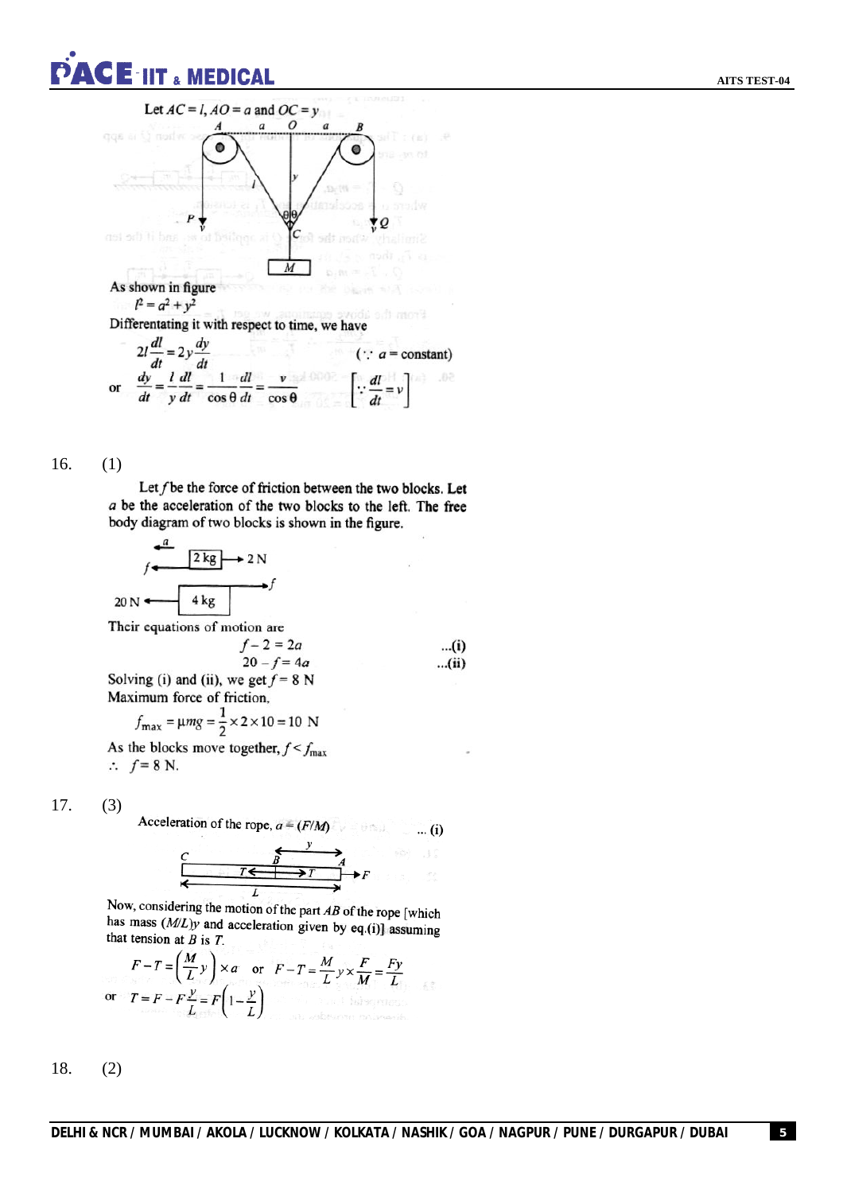Let $AC = l$, $AO = a$ and $OC = y$

As shown in figure

$l^2 = a^2 + y^2$

Differentiating it with respect to time, we have

$$2l\frac{dl}{dt} = 2y\frac{dy}{dt} \quad (\because a = \text{constant})$$

or $$\frac{dy}{dt} = \frac{l}{y}\frac{dl}{dt} = \frac{1}{\cos\theta}\frac{dl}{dt} = \frac{v}{\cos\theta} \quad \left[\because \frac{dl}{dt} = v\right]$$

16. (1)

Let $f$ be the force of friction between the two blocks. Let $a$ be the acceleration of the two blocks to the left. The free body diagram of two blocks is shown in the figure.

Their equations of motion are

$$f - 2 = 2a \quad \text{...(i)}$$

$$20 - f = 4a \quad \text{...(ii)}$$

Solving (i) and (ii), we get $f = 8$ N

Maximum force of friction,

$$f_{\max} = \mu mg = \frac{1}{2} \times 2 \times 10 = 10 \text{ N}$$

As the blocks move together, $f < f_{\max}$

$\therefore$ $f = 8$ N.

17. (3)

Acceleration of the rope, $a = (F/M)$ ... (i)

Now, considering the motion of the part $AB$ of the rope [which has mass $(M/L)y$ and acceleration given by eq.(i)] assuming that tension at $B$ is $T$.

$$F - T = \left(\frac{M}{L}y\right) \times a \quad \text{or} \quad F - T = \frac{M}{L}y \times \frac{F}{M} = \frac{Fy}{L}$$

or $$T = F - F\frac{y}{L} = F\left(1 - \frac{y}{L}\right)$$

18. (2)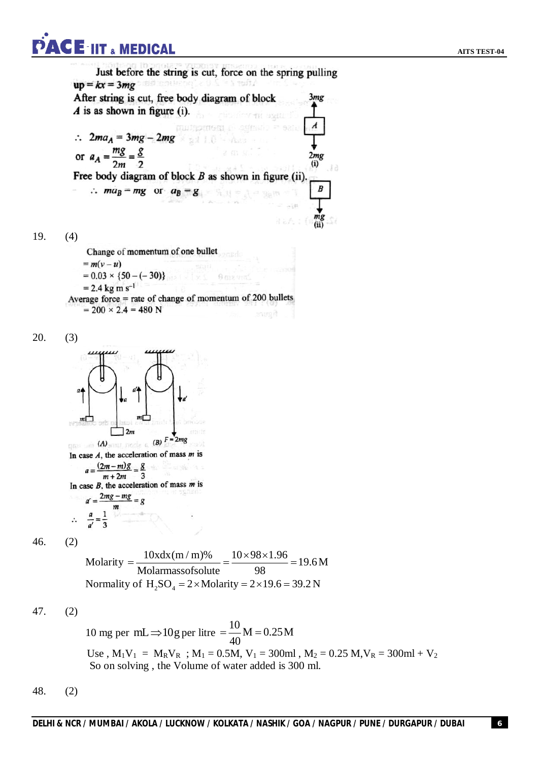Just before the string is cut, force on the spring pulling up $= kx = 3mg$

After string is cut, free body diagram of block $A$ is as shown in figure (i).

$\therefore \; 2ma_A = 3mg - 2mg$

or $a_A = \dfrac{mg}{2m} = \dfrac{g}{2}$

Free body diagram of block $B$ as shown in figure (ii).

$\therefore \; ma_B = mg$ or $a_B = g$

19. (4)

Change of momentum of one bullet

$= m(v - u)$

$= 0.03 \times \{50 - (-30)\}$

$= 2.4 \text{ kg m s}^{-1}$

Average force = rate of change of momentum of 200 bullets

$= 200 \times 2.4 = 480$ N

20. (3)

In case $A$, the acceleration of mass $m$ is

$$a = \frac{(2m - m)g}{m + 2m} = \frac{g}{3}$$

In case $B$, the acceleration of mass $m$ is

$$a' = \frac{2mg - mg}{m} = g$$

$$\therefore \; \frac{a}{a'} = \frac{1}{3}$$

46. (2)

$$\text{Molarity} = \frac{10 \text{x} d \text{x} (m/m)\%}{\text{Molar mass of solute}} = \frac{10 \times 98 \times 1.96}{98} = 19.6\,\text{M}$$

Normality of $H_2SO_4 = 2 \times \text{Molarity} = 2 \times 19.6 = 39.2$ N

47. (2)

$$10 \text{ mg per mL} \Rightarrow 10\text{g per litre} = \frac{10}{40}\text{M} = 0.25\,\text{M}$$

Use , $M_1V_1 = M_RV_R$ ; $M_1 = 0.5$M, $V_1 = 300$ml , $M_2 = 0.25$ M,$V_R = 300\text{ml} + V_2$

So on solving , the Volume of water added is 300 ml.

48. (2)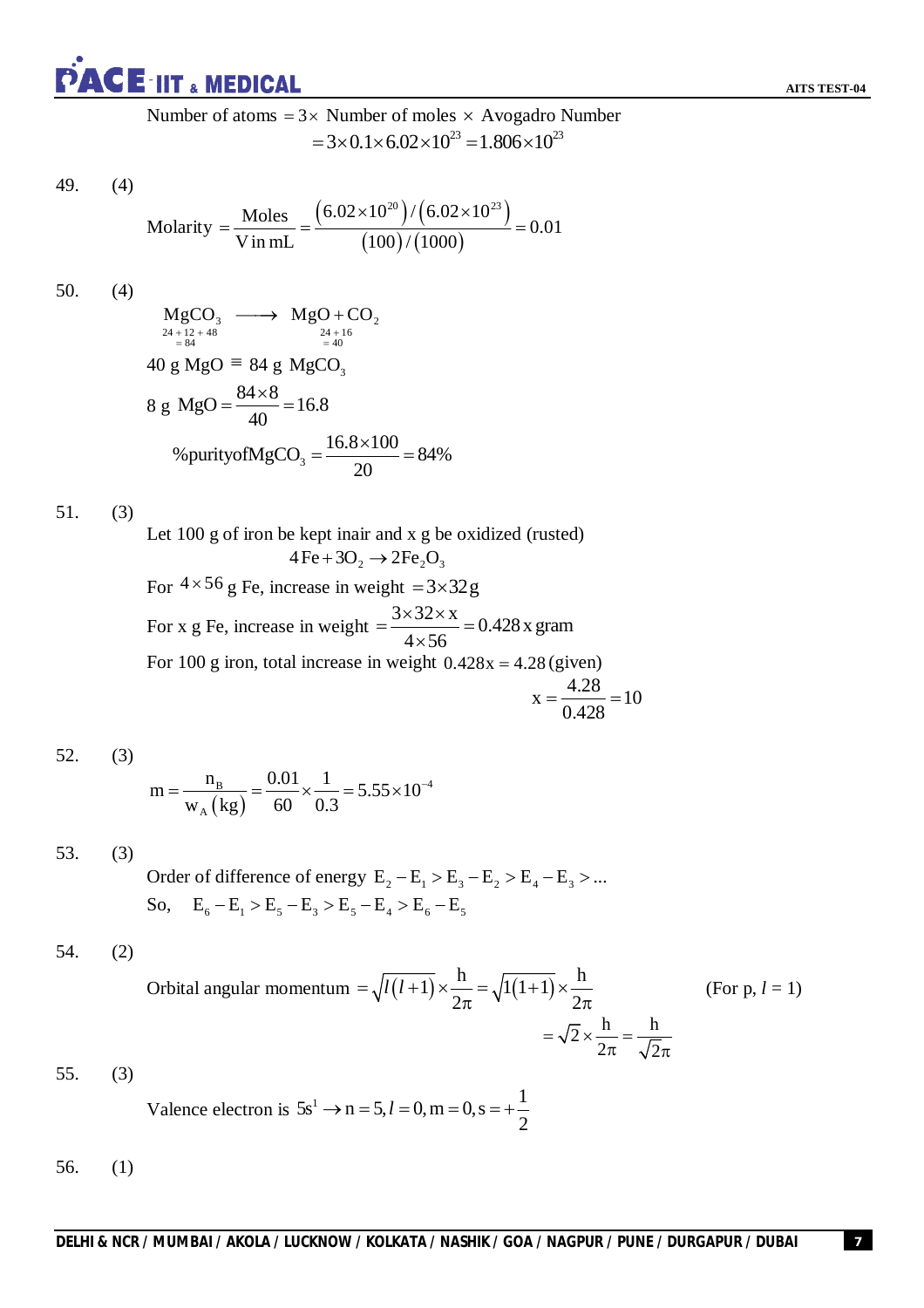Number of atoms $= 3\times$ Number of moles $\times$ Avogadro Number

$$= 3\times 0.1\times 6.02\times 10^{23} = 1.806\times 10^{23}$$

49. (4)

$$\text{Molarity} = \frac{\text{Moles}}{\text{V in mL}} = \frac{\left(6.02\times 10^{20}\right)/\left(6.02\times 10^{23}\right)}{(100)/(1000)} = 0.01$$

50. (4)

$$\underset{\substack{24+12+48\\=84}}{MgCO_3} \longrightarrow \underset{\substack{24+16\\=40}}{MgO} + CO_2$$

40 g MgO $\equiv$ 84 g $MgCO_3$

$$8\text{ g } MgO = \frac{84\times 8}{40} = 16.8$$

$$\%\text{purity of } MgCO_3 = \frac{16.8\times 100}{20} = 84\%$$

51. (3)

Let 100 g of iron be kept inair and x g be oxidized (rusted)

$$4Fe + 3O_2 \rightarrow 2Fe_2O_3$$

For $4\times 56$ g Fe, increase in weight $= 3\times 32$ g

For x g Fe, increase in weight $= \dfrac{3\times 32\times x}{4\times 56} = 0.428\,x$ gram

For 100 g iron, total increase in weight $0.428x = 4.28$ (given)

$$x = \frac{4.28}{0.428} = 10$$

52. (3)

$$m = \frac{n_B}{w_A(\text{kg})} = \frac{0.01}{60}\times\frac{1}{0.3} = 5.55\times 10^{-4}$$

53. (3)

Order of difference of energy $E_2 - E_1 > E_3 - E_2 > E_4 - E_3 > \ldots$

So, $E_6 - E_1 > E_5 - E_3 > E_5 - E_4 > E_6 - E_5$

54. (2)

Orbital angular momentum $= \sqrt{l(l+1)}\times\dfrac{h}{2\pi} = \sqrt{1(1+1)}\times\dfrac{h}{2\pi}$ (For p, $l = 1$)

$$= \sqrt{2}\times\frac{h}{2\pi} = \frac{h}{\sqrt{2}\pi}$$

55. (3)

Valence electron is $5s^1 \rightarrow n = 5, l = 0, m = 0, s = +\dfrac{1}{2}$

56. (1)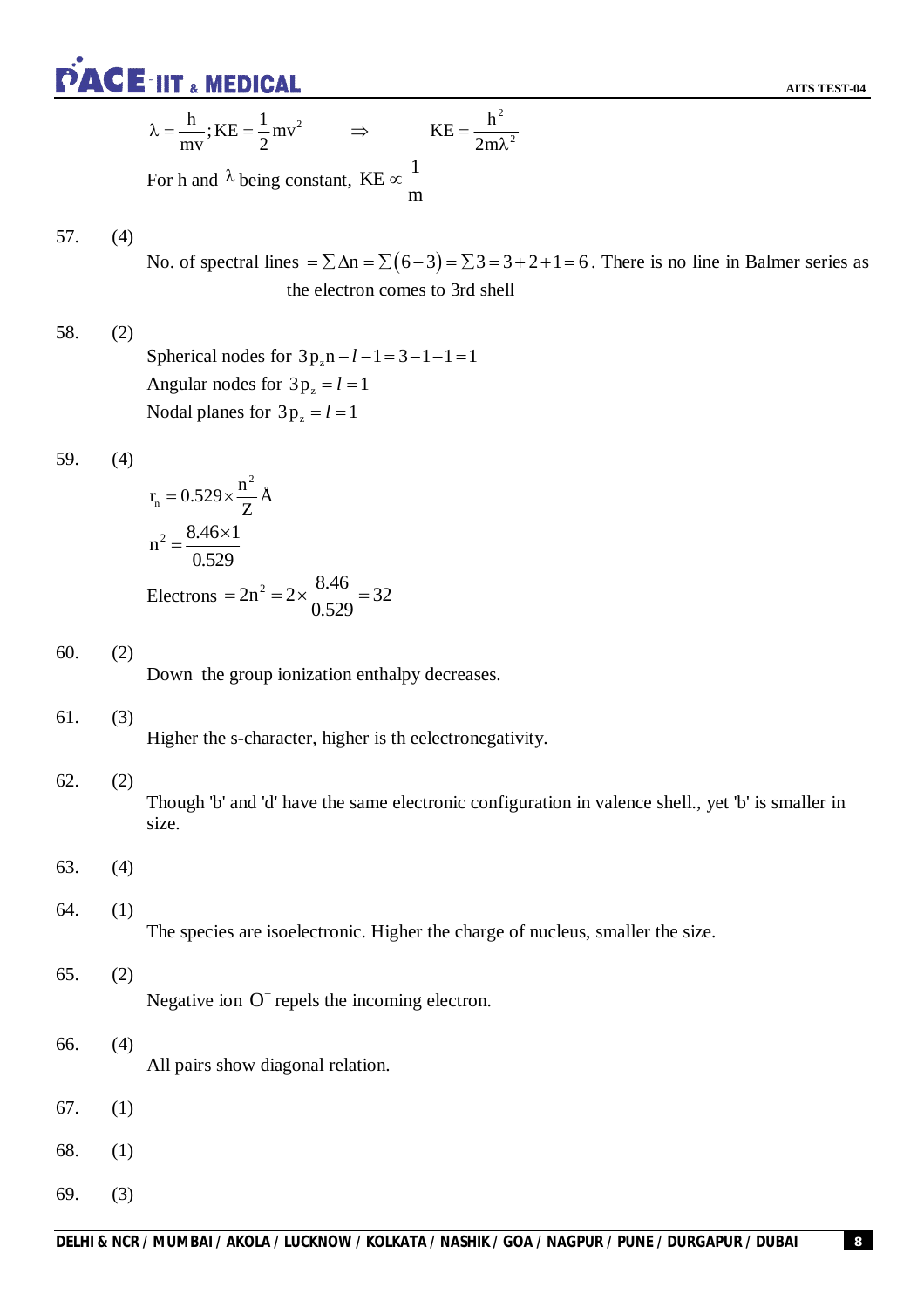$$\lambda = \frac{h}{mv}; KE = \frac{1}{2}mv^2 \qquad \Rightarrow \qquad KE = \frac{h^2}{2m\lambda^2}$$

For h and $\lambda$ being constant, $KE \propto \frac{1}{m}$

57. (4)

No. of spectral lines $= \sum \Delta n = \sum(6-3) = \sum 3 = 3+2+1 = 6$. There is no line in Balmer series as the electron comes to 3rd shell

58. (2)

Spherical nodes for $3p_z n - l - 1 = 3 - 1 - 1 = 1$

Angular nodes for $3p_z = l = 1$

Nodal planes for $3p_z = l = 1$

59. (4)

$$r_n = 0.529 \times \frac{n^2}{Z} \text{Å}$$

$$n^2 = \frac{8.46 \times 1}{0.529}$$

$$\text{Electrons} = 2n^2 = 2 \times \frac{8.46}{0.529} = 32$$

60. (2)

Down the group ionization enthalpy decreases.

61. (3)

Higher the s-character, higher is th eelectronegativity.

62. (2)

Though 'b' and 'd' have the same electronic configuration in valence shell., yet 'b' is smaller in size.

63. (4)

64. (1)

The species are isoelectronic. Higher the charge of nucleus, smaller the size.

65. (2)

Negative ion $O^-$ repels the incoming electron.

66. (4)

All pairs show diagonal relation.

67. (1)

68. (1)

69. (3)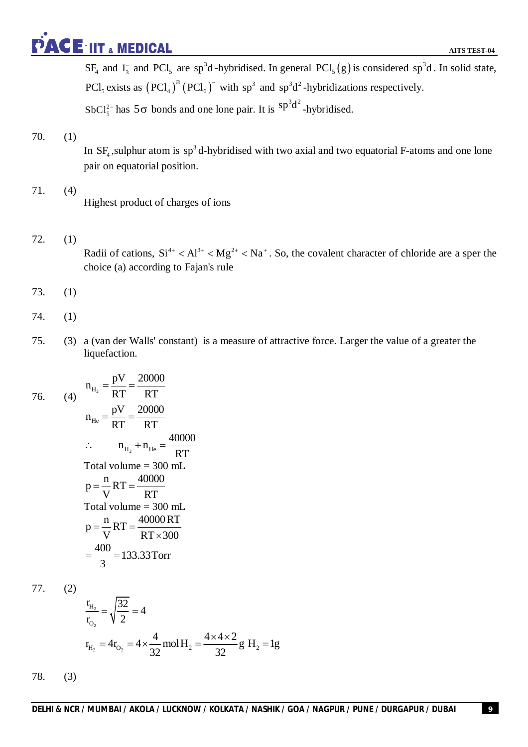$SF_4$ and $I_3^-$ and $PCl_5$ are $sp^3d$-hybridised. In general $PCl_5(g)$ is considered $sp^3d$. In solid state, $PCl_5$ exists as $(PCl_4)^{\oplus}(PCl_6)^-$ with $sp^3$ and $sp^3d^2$-hybridizations respectively.

$SbCl_5^{2-}$ has $5\sigma$ bonds and one lone pair. It is $sp^3d^2$-hybridised.

70. (1)

In $SF_4$, sulphur atom is $sp^3$d-hybridised with two axial and two equatorial F-atoms and one lone pair on equatorial position.

71. (4)

Highest product of charges of ions

72. (1)

Radii of cations, $Si^{4+} < Al^{3+} < Mg^{2+} < Na^+$. So, the covalent character of chloride are a sper the choice (a) according to Fajan's rule

73. (1)

74. (1)

75. (3) a (van der Walls' constant) is a measure of attractive force. Larger the value of a greater the liquefaction.

76. (4)

$$n_{H_2} = \frac{pV}{RT} = \frac{20000}{RT}$$

$$n_{He} = \frac{pV}{RT} = \frac{20000}{RT}$$

$$\therefore \quad n_{H_2} + n_{He} = \frac{40000}{RT}$$

Total volume = 300 mL

$$p = \frac{n}{V}RT = \frac{40000}{RT}$$

Total volume = 300 mL

$$p = \frac{n}{V}RT = \frac{40000\,RT}{RT \times 300}$$

$$= \frac{400}{3} = 133.33\,\text{Torr}$$

77. (2)

$$\frac{r_{H_2}}{r_{O_2}} = \sqrt{\frac{32}{2}} = 4$$

$$r_{H_2} = 4r_{O_2} = 4 \times \frac{4}{32}\,\text{mol}\,H_2 = \frac{4 \times 4 \times 2}{32}\,\text{g}\;H_2 = 1\text{g}$$

78. (3)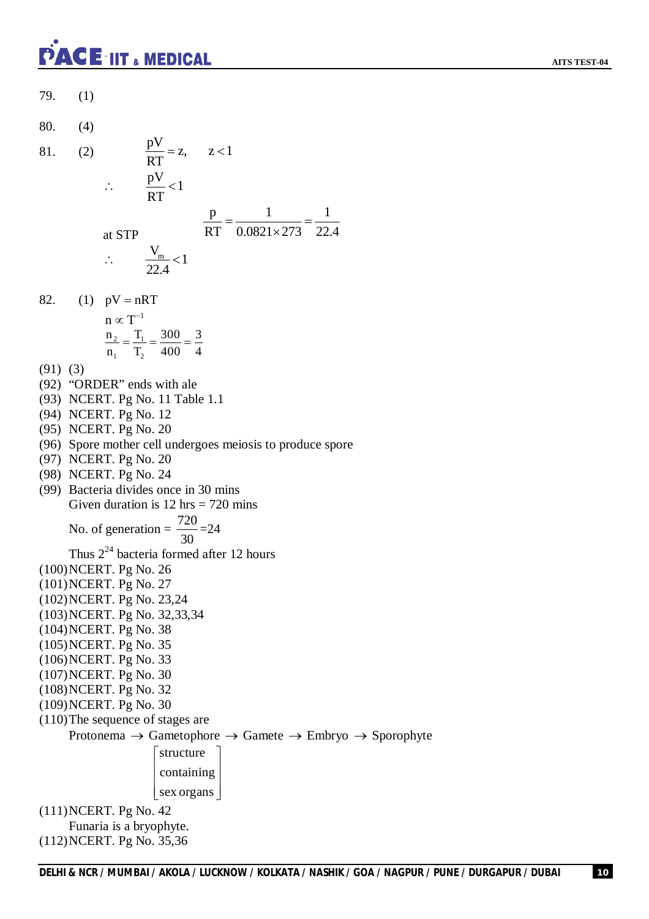79. (1)

80. (4)

81. (2) $\frac{pV}{RT} = z, \quad z < 1$

$\therefore \quad \frac{pV}{RT} < 1$

at STP $\quad \frac{p}{RT} = \frac{1}{0.0821 \times 273} = \frac{1}{22.4}$

$\therefore \quad \frac{V_m}{22.4} < 1$

82. (1) $pV = nRT$

$n \propto T^{-1}$

$\frac{n_2}{n_1} = \frac{T_1}{T_2} = \frac{300}{400} = \frac{3}{4}$

(91) (3)

(92) "ORDER" ends with ale

(93) NCERT. Pg No. 11 Table 1.1

(94) NCERT. Pg No. 12

(95) NCERT. Pg No. 20

(96) Spore mother cell undergoes meiosis to produce spore

(97) NCERT. Pg No. 20

(98) NCERT. Pg No. 24

(99) Bacteria divides once in 30 mins

Given duration is 12 hrs = 720 mins

No. of generation = $\frac{720}{30} = 24$

Thus $2^{24}$ bacteria formed after 12 hours

(100) NCERT. Pg No. 26

(101) NCERT. Pg No. 27

(102) NCERT. Pg No. 23,24

(103) NCERT. Pg No. 32,33,34

(104) NCERT. Pg No. 38

(105) NCERT. Pg No. 35

(106) NCERT. Pg No. 33

(107) NCERT. Pg No. 30

(108) NCERT. Pg No. 32

(109) NCERT. Pg No. 30

(110) The sequence of stages are

Protonema $\rightarrow$ Gametophore $\rightarrow$ Gamete $\rightarrow$ Embryo $\rightarrow$ Sporophyte

$\begin{bmatrix} \text{structure} \\ \text{containing} \\ \text{sex organs} \end{bmatrix}$

(111) NCERT. Pg No. 42

Funaria is a bryophyte.

(112) NCERT. Pg No. 35,36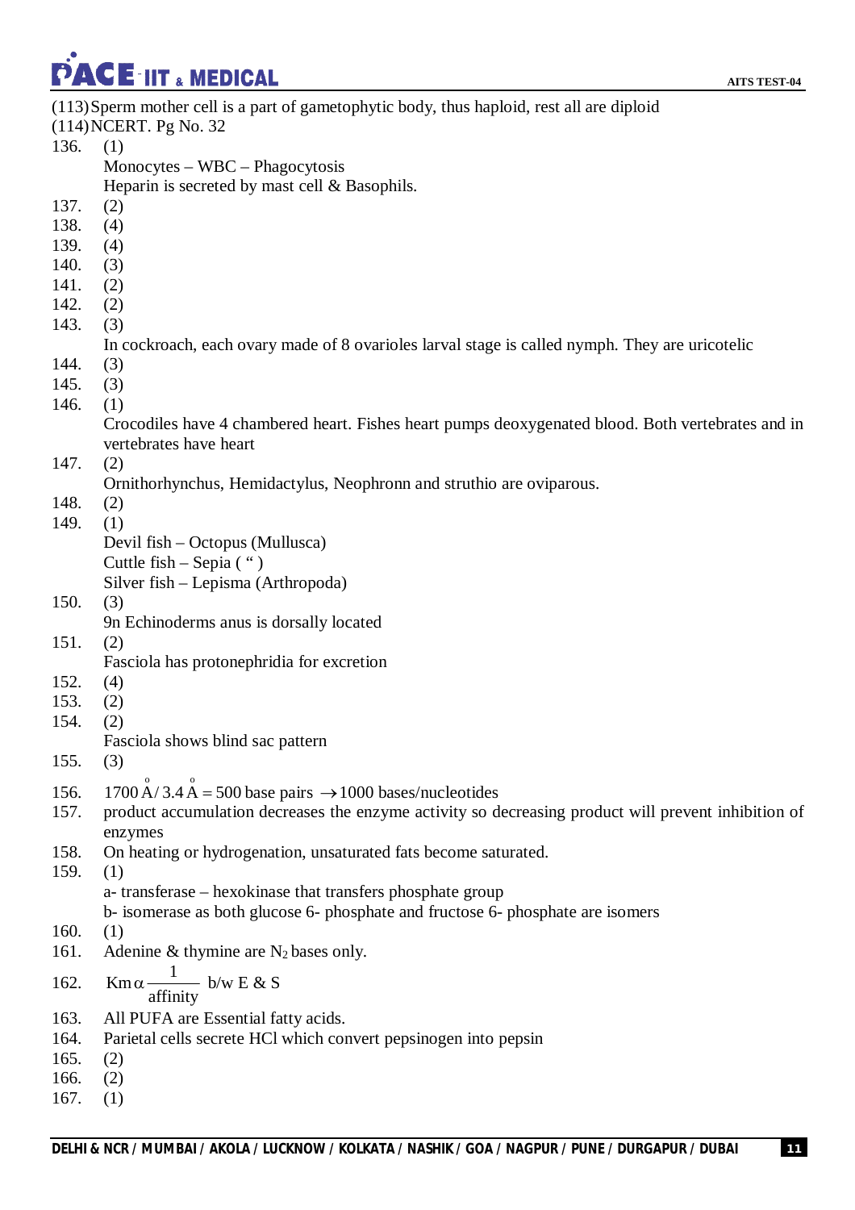(113) Sperm mother cell is a part of gametophytic body, thus haploid, rest all are diploid

(114) NCERT. Pg No. 32

136. (1)
     Monocytes – WBC – Phagocytosis
     Heparin is secreted by mast cell & Basophils.

137. (2)

138. (4)

139. (4)

140. (3)

141. (2)

142. (2)

143. (3)
     In cockroach, each ovary made of 8 ovarioles larval stage is called nymph. They are uricotelic

144. (3)

145. (3)

146. (1)
     Crocodiles have 4 chambered heart. Fishes heart pumps deoxygenated blood. Both vertebrates and in vertebrates have heart

147. (2)
     Ornithorhynchus, Hemidactylus, Neophronn and struthio are oviparous.

148. (2)

149. (1)
     Devil fish – Octopus (Mullusca)
     Cuttle fish – Sepia ( " )
     Silver fish – Lepisma (Arthropoda)

150. (3)
     9n Echinoderms anus is dorsally located

151. (2)
     Fasciola has protonephridia for excretion

152. (4)

153. (2)

154. (2)
     Fasciola shows blind sac pattern

155. (3)

156. $1700\,\mathring{A} / 3.4\,\mathring{A} = 500$ base pairs $\rightarrow 1000$ bases/nucleotides

157. product accumulation decreases the enzyme activity so decreasing product will prevent inhibition of enzymes

158. On heating or hydrogenation, unsaturated fats become saturated.

159. (1)
     a- transferase – hexokinase that transfers phosphate group
     b- isomerase as both glucose 6- phosphate and fructose 6- phosphate are isomers

160. (1)

161. Adenine & thymine are $N_2$ bases only.

162. $Km \,\alpha\, \frac{1}{\text{affinity}}$ b/w E & S

163. All PUFA are Essential fatty acids.

164. Parietal cells secrete HCl which convert pepsinogen into pepsin

165. (2)

166. (2)

167. (1)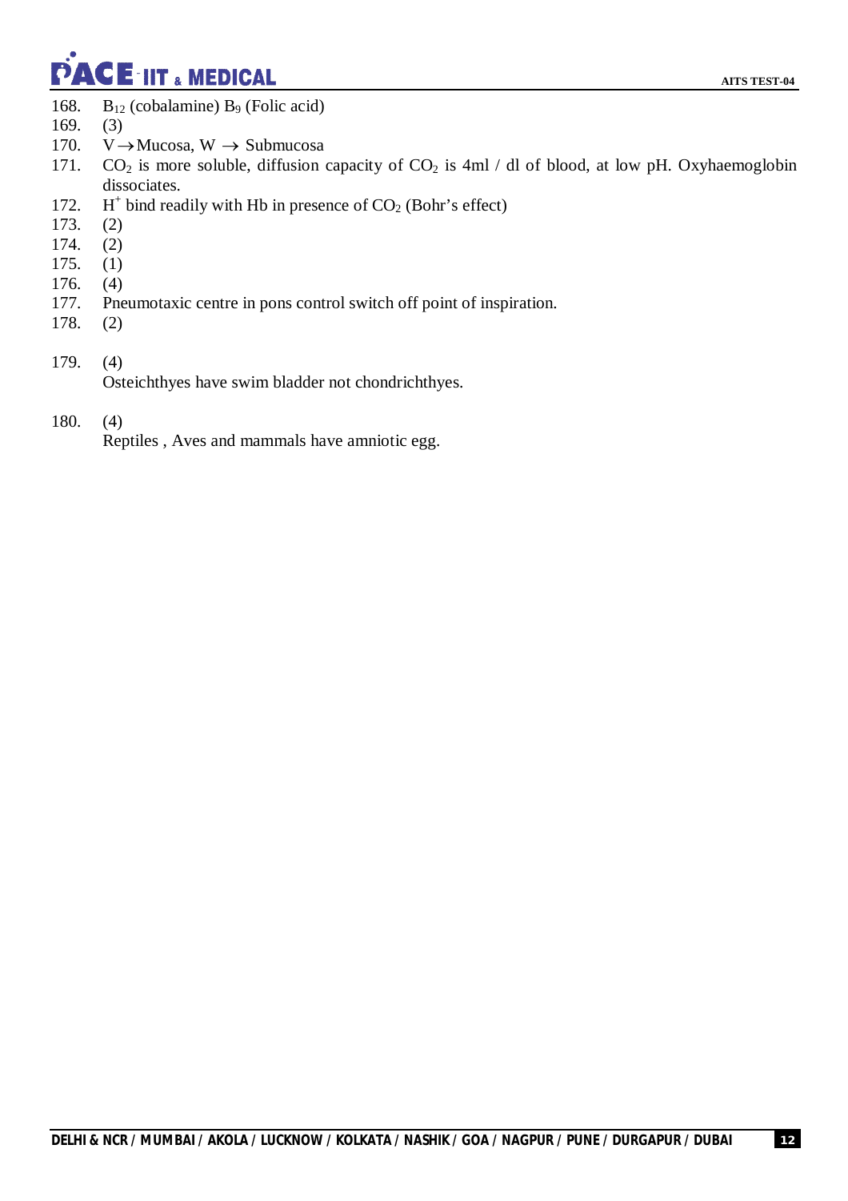168. $B_{12}$ (cobalamine) $B_9$ (Folic acid)

169. (3)

170. $V \rightarrow$ Mucosa, $W \rightarrow$ Submucosa

171. $CO_2$ is more soluble, diffusion capacity of $CO_2$ is 4ml / dl of blood, at low pH. Oxyhaemoglobin dissociates.

172. $H^+$ bind readily with Hb in presence of $CO_2$ (Bohr's effect)

173. (2)

174. (2)

175. (1)

176. (4)

177. Pneumotaxic centre in pons control switch off point of inspiration.

178. (2)

179. (4)
Osteichthyes have swim bladder not chondrichthyes.

180. (4)
Reptiles , Aves and mammals have amniotic egg.